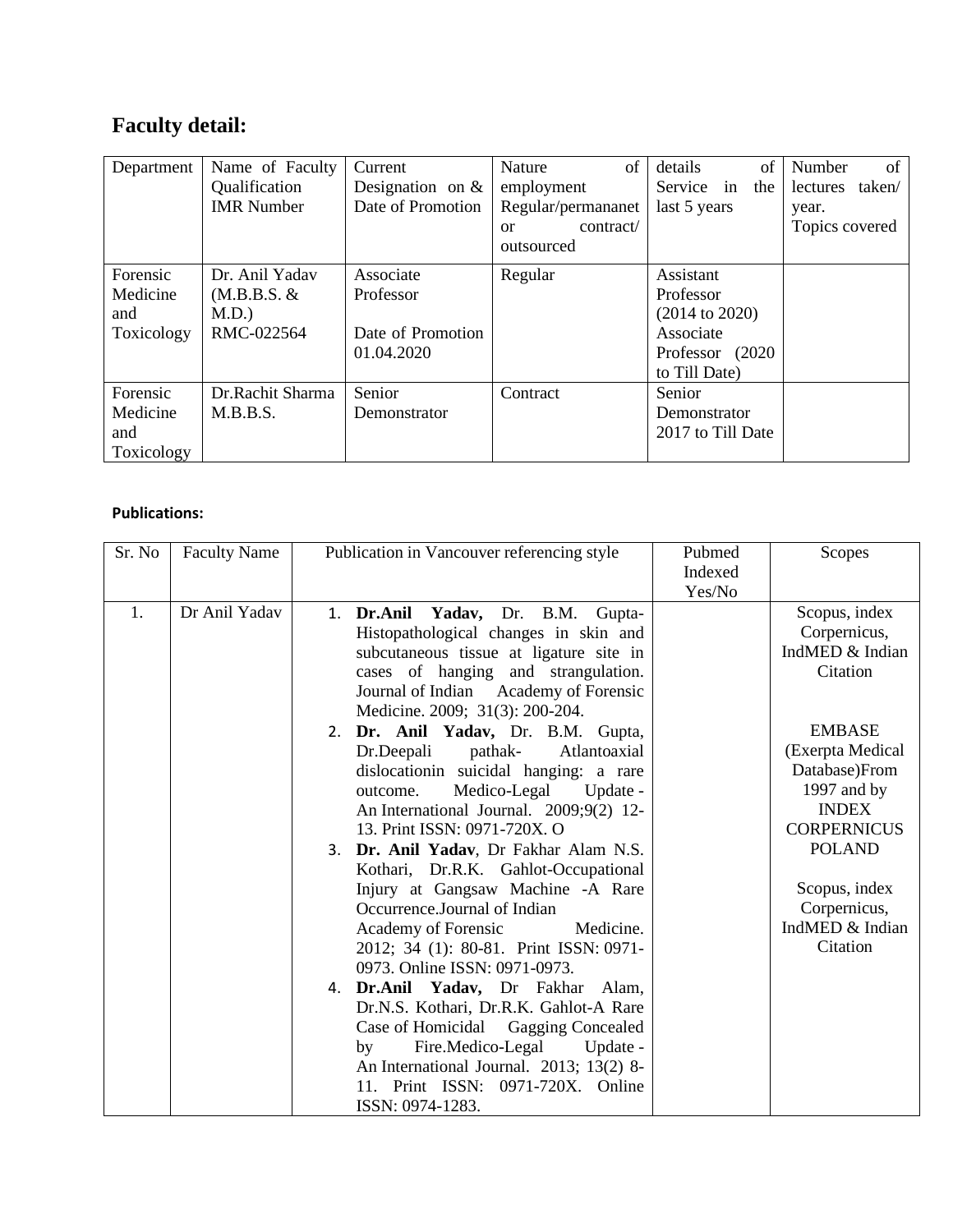# Faculty detail:

| Department | Name of Faculty Qualification IMR Number | Current Designation on & Date of Promotion | Nature of employment Regular/permananet or contract/ outsourced | details of Service in the last 5 years | Number of lectures taken/ year. Topics covered |
|---|---|---|---|---|---|
| Forensic Medicine and Toxicology | Dr. Anil Yadav (M.B.B.S. & M.D.) RMC-022564 | Associate Professor<br><br>Date of Promotion 01.04.2020 | Regular | Assistant Professor (2014 to 2020) Associate Professor (2020 to Till Date) | |
| Forensic Medicine and Toxicology | Dr.Rachit Sharma M.B.B.S. | Senior Demonstrator | Contract | Senior Demonstrator 2017 to Till Date | |

**Publications:**

| Sr. No | Faculty Name | Publication in Vancouver referencing style | Pubmed Indexed Yes/No | Scopes |
|---|---|---|---|---|
| 1. | Dr Anil Yadav | 1. **Dr.Anil Yadav,** Dr. B.M. Gupta-Histopathological changes in skin and subcutaneous tissue at ligature site in cases of hanging and strangulation. Journal of Indian Academy of Forensic Medicine. 2009; 31(3): 200-204.<br>2. **Dr. Anil Yadav,** Dr. B.M. Gupta, Dr.Deepali pathak- Atlantoaxial dislocationin suicidal hanging: a rare outcome. Medico-Legal Update - An International Journal. 2009;9(2) 12-13. Print ISSN: 0971-720X. O<br>3. **Dr. Anil Yadav**, Dr Fakhar Alam N.S. Kothari, Dr.R.K. Gahlot-Occupational Injury at Gangsaw Machine -A Rare Occurrence.Journal of Indian Academy of Forensic Medicine. 2012; 34 (1): 80-81. Print ISSN: 0971-0973. Online ISSN: 0971-0973.<br>4. **Dr.Anil Yadav,** Dr Fakhar Alam, Dr.N.S. Kothari, Dr.R.K. Gahlot-A Rare Case of Homicidal Gagging Concealed by Fire.Medico-Legal Update - An International Journal. 2013; 13(2) 8-11. Print ISSN: 0971-720X. Online ISSN: 0974-1283. | | Scopus, index Corpernicus, IndMED & Indian Citation<br><br>EMBASE (Exerpta Medical Database)From 1997 and by INDEX CORPERNICUS POLAND<br><br>Scopus, index Corpernicus, IndMED & Indian Citation |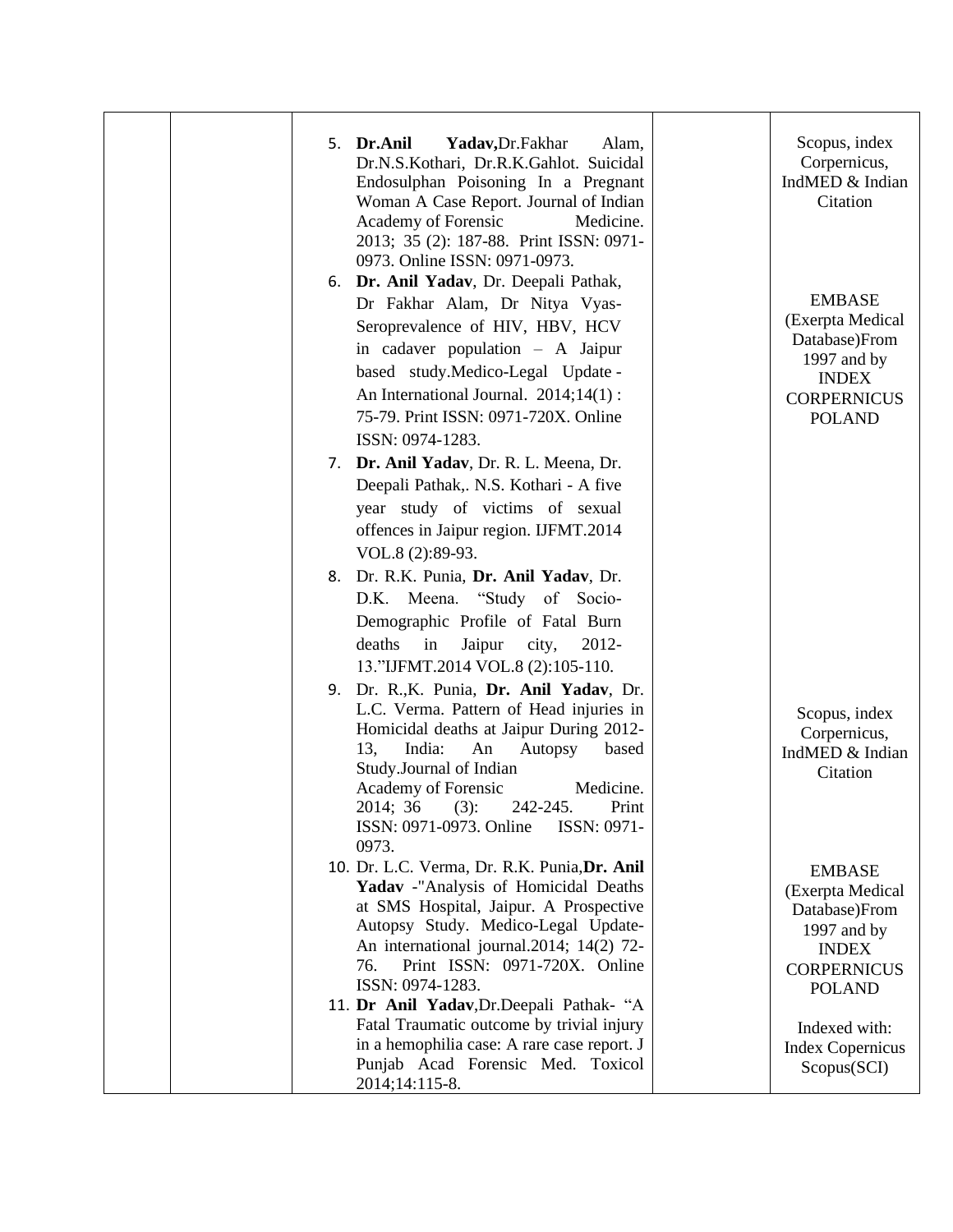| | | | | |
|---|---|---|---|---|
| | | 5. **Dr.Anil Yadav,**Dr.Fakhar Alam, Dr.N.S.Kothari, Dr.R.K.Gahlot. Suicidal Endosulphan Poisoning In a Pregnant Woman A Case Report. Journal of Indian Academy of Forensic Medicine. 2013; 35 (2): 187-88. Print ISSN: 0971-0973. Online ISSN: 0971-0973.<br>6. **Dr. Anil Yadav**, Dr. Deepali Pathak, Dr Fakhar Alam, Dr Nitya Vyas- Seroprevalence of HIV, HBV, HCV in cadaver population – A Jaipur based study.Medico-Legal Update - An International Journal. 2014;14(1) : 75-79. Print ISSN: 0971-720X. Online ISSN: 0974-1283.<br>7. **Dr. Anil Yadav**, Dr. R. L. Meena, Dr. Deepali Pathak,. N.S. Kothari - A five year study of victims of sexual offences in Jaipur region. IJFMT.2014 VOL.8 (2):89-93.<br>8. Dr. R.K. Punia, **Dr. Anil Yadav**, Dr. D.K. Meena. "Study of Socio-Demographic Profile of Fatal Burn deaths in Jaipur city, 2012-13."IJFMT.2014 VOL.8 (2):105-110.<br>9. Dr. R.,K. Punia, **Dr. Anil Yadav**, Dr. L.C. Verma. Pattern of Head injuries in Homicidal deaths at Jaipur During 2012-13, India: An Autopsy based Study.Journal of Indian Academy of Forensic Medicine. 2014; 36 (3): 242-245. Print ISSN: 0971-0973. Online ISSN: 0971-0973.<br>10. Dr. L.C. Verma, Dr. R.K. Punia,**Dr. Anil Yadav** -"Analysis of Homicidal Deaths at SMS Hospital, Jaipur. A Prospective Autopsy Study. Medico-Legal Update-An international journal.2014; 14(2) 72-76. Print ISSN: 0971-720X. Online ISSN: 0974-1283.<br>11. **Dr Anil Yadav**,Dr.Deepali Pathak- "A Fatal Traumatic outcome by trivial injury in a hemophilia case: A rare case report. J Punjab Acad Forensic Med. Toxicol 2014;14:115-8. | | Scopus, index Corpernicus, IndMED & Indian Citation<br><br>EMBASE (Exerpta Medical Database)From 1997 and by INDEX CORPERNICUS POLAND<br><br>Scopus, index Corpernicus, IndMED & Indian Citation<br><br>EMBASE (Exerpta Medical Database)From 1997 and by INDEX CORPERNICUS POLAND<br><br>Indexed with: Index Copernicus Scopus(SCI) |